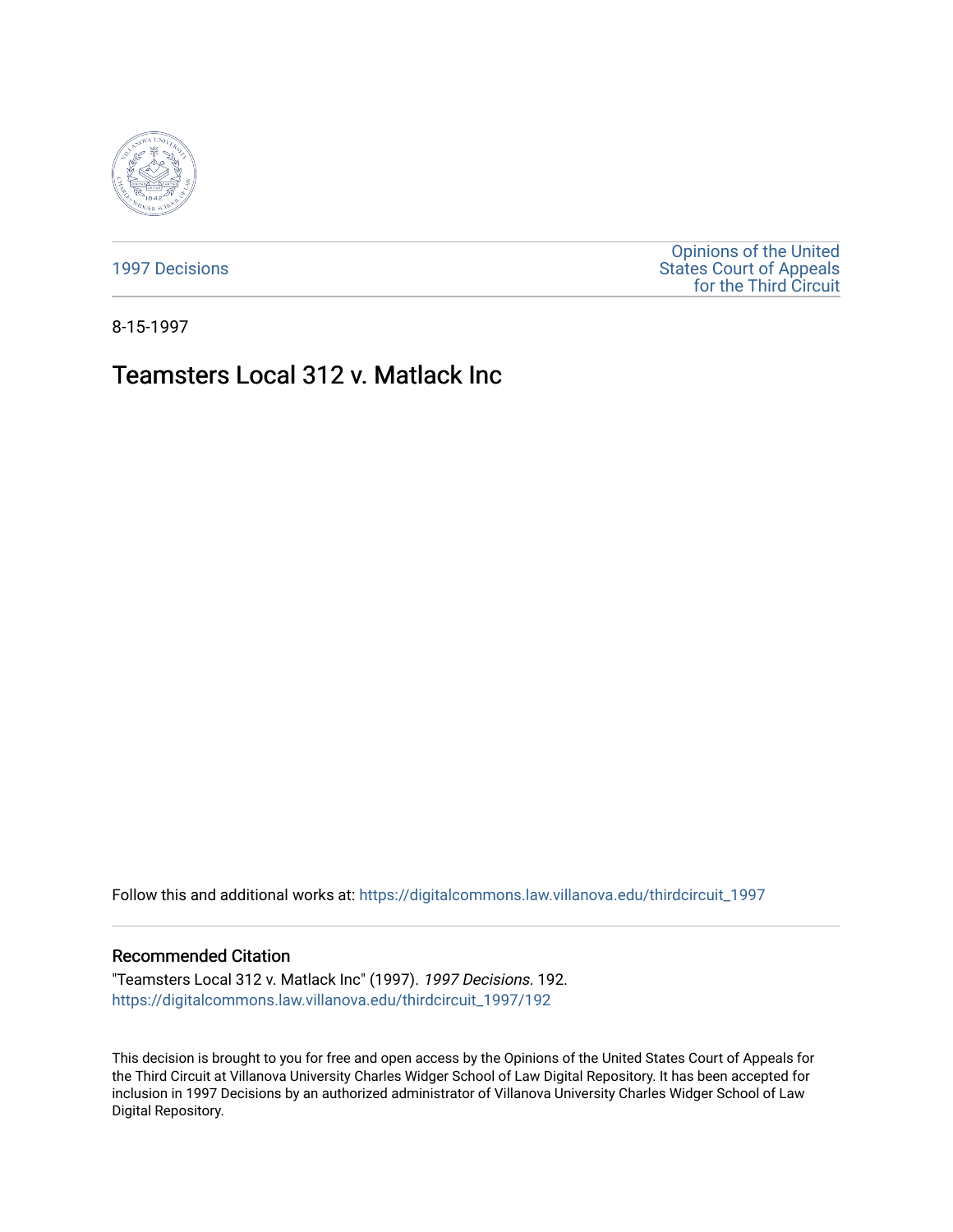1997 Decisions

Opinions of the United States Court of Appeals for the Third Circuit

8-15-1997

# Teamsters Local 312 v. Matlack Inc

Follow this and additional works at: https://digitalcommons.law.villanova.edu/thirdcircuit_1997

## Recommended Citation

"Teamsters Local 312 v. Matlack Inc" (1997). *1997 Decisions*. 192.
https://digitalcommons.law.villanova.edu/thirdcircuit_1997/192

This decision is brought to you for free and open access by the Opinions of the United States Court of Appeals for the Third Circuit at Villanova University Charles Widger School of Law Digital Repository. It has been accepted for inclusion in 1997 Decisions by an authorized administrator of Villanova University Charles Widger School of Law Digital Repository.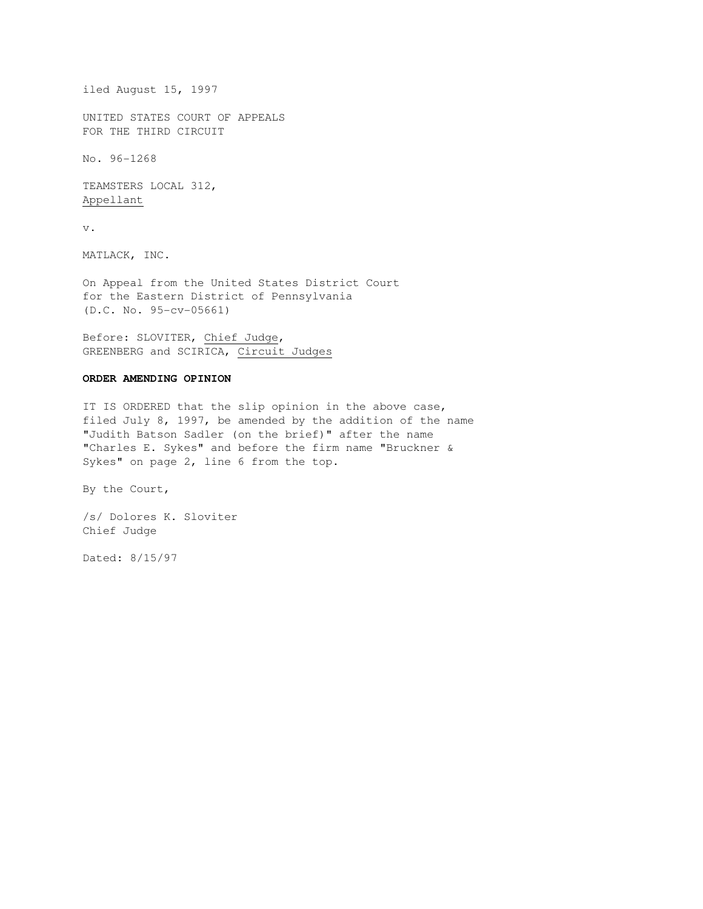iled August 15, 1997

UNITED STATES COURT OF APPEALS
FOR THE THIRD CIRCUIT

No. 96-1268

TEAMSTERS LOCAL 312,
Appellant

v.

MATLACK, INC.

On Appeal from the United States District Court
for the Eastern District of Pennsylvania
(D.C. No. 95-cv-05661)

Before: SLOVITER, Chief Judge,
GREENBERG and SCIRICA, Circuit Judges

**ORDER AMENDING OPINION**

IT IS ORDERED that the slip opinion in the above case, filed July 8, 1997, be amended by the addition of the name "Judith Batson Sadler (on the brief)" after the name "Charles E. Sykes" and before the firm name "Bruckner & Sykes" on page 2, line 6 from the top.

By the Court,

/s/ Dolores K. Sloviter
Chief Judge

Dated: 8/15/97